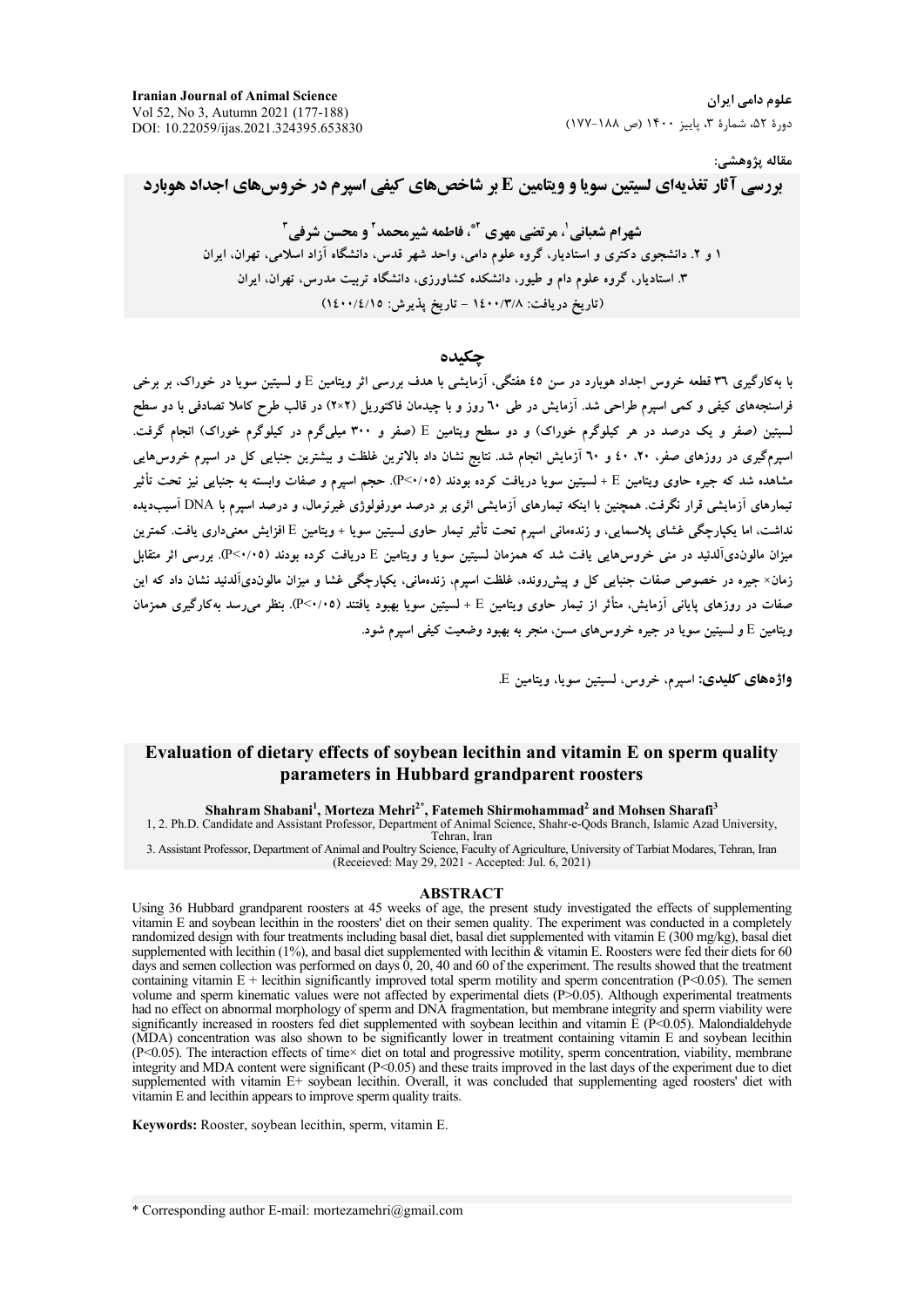مقاله پژوهشی:

# بررسی آثار تغذیه‌ای لسیتین سویا و ویتامین E بر شاخص‌های کیفی اسپرم در خروس‌های اجداد هوبارد

**شهرام شعبانی[1]، مرتضی مهری [2*]، فاطمه شیرمحمد[2] و محسن شرفی[3]**

۱ و ۲. دانشجوی دکتری و استادیار، گروه علوم دامی، واحد شهر قدس، دانشگاه آزاد اسلامی، تهران، ایران

۳. استادیار، گروه علوم دام و طیور، دانشکده کشاورزی، دانشگاه تربیت مدرس، تهران، ایران

(تاریخ دریافت: ۱۴۰۰/۳/۸ - تاریخ پذیرش: ۱۴۰۰/۴/۱۵)

## چکیده

با به‌کارگیری ۳۶ قطعه خروس اجداد هوبارد در سن ۴۵ هفتگی، آزمایشی با هدف بررسی اثر ویتامین E و لسیتین سویا در خوراک، بر برخی فراسنجه‌های کیفی و کمی اسپرم طراحی شد. آزمایش در طی ۶۰ روز و با چیدمان فاکتوریل (۲×۲) در قالب طرح کاملا تصادفی با دو سطح لسیتین (صفر و یک درصد در هر کیلوگرم خوراک) و دو سطح ویتامین E (صفر و ۳۰۰ میلی‌گرم در کیلوگرم خوراک) انجام گرفت. اسپرم‌گیری در روزهای صفر، ۲۰، ۴۰ و ۶۰ آزمایش انجام شد. نتایج نشان داد بالاترین غلظت و بیشترین جنبایی کل در اسپرم خروس‌هایی مشاهده شد که جیره حاوی ویتامین E + لسیتین سویا دریافت کرده بودند (P<۰/۰۵). حجم اسپرم و صفات وابسته به جنبایی نیز تحت تأثیر تیمارهای آزمایشی قرار نگرفت. همچنین با اینکه تیمارهای آزمایشی اثری بر درصد مورفولوژی غیرنرمال، و درصد اسپرم با DNA آسیب‌دیده نداشت، اما یکپارچگی غشای پلاسمایی، و زنده‌مانی اسپرم تحت تأثیر تیمار حاوی لسیتین سویا + ویتامین E افزایش معنی‌داری یافت. کمترین میزان مالون‌دی‌آلدئید در منی خروس‌هایی یافت شد که همزمان لسیتین سویا و ویتامین E دریافت کرده بودند (P<۰/۰۵). بررسی اثر متقابل زمان× جیره در خصوص صفات جنبایی کل و پیش‌رونده، غلظت اسپرم، زنده‌مانی، یکپارچگی غشا و میزان مالون‌دی‌آلدئید نشان داد که این صفات در روزهای پایانی آزمایش، متأثر از تیمار حاوی ویتامین E + لسیتین سویا بهبود یافتند (P<۰/۰۵). بنظر می‌رسد به‌کارگیری همزمان ویتامین E و لسیتین سویا در جیره خروس‌های مسن، منجر به بهبود وضعیت کیفی اسپرم شود.

**واژه‌های کلیدی:** اسپرم، خروس، لسیتین سویا، ویتامین E.

# Evaluation of dietary effects of soybean lecithin and vitamin E on sperm quality parameters in Hubbard grandparent roosters

**Shahram Shabani[1], Morteza Mehri[2*], Fatemeh Shirmohammad[2] and Mohsen Sharafi[3]**

1, 2. Ph.D. Candidate and Assistant Professor, Department of Animal Science, Shahr-e-Qods Branch, Islamic Azad University, Tehran, Iran

3. Assistant Professor, Department of Animal and Poultry Science, Faculty of Agriculture, University of Tarbiat Modares, Tehran, Iran

(Receieved: May 29, 2021 - Accepted: Jul. 6, 2021)

## ABSTRACT

Using 36 Hubbard grandparent roosters at 45 weeks of age, the present study investigated the effects of supplementing vitamin E and soybean lecithin in the roosters' diet on their semen quality. The experiment was conducted in a completely randomized design with four treatments including basal diet, basal diet supplemented with vitamin E (300 mg/kg), basal diet supplemented with lecithin (1%), and basal diet supplemented with lecithin & vitamin E. Roosters were fed their diets for 60 days and semen collection was performed on days 0, 20, 40 and 60 of the experiment. The results showed that the treatment containing vitamin E + lecithin significantly improved total sperm motility and sperm concentration ($P<0.05$). The semen volume and sperm kinematic values were not affected by experimental diets ($P>0.05$). Although experimental treatments had no effect on abnormal morphology of sperm and DNA fragmentation, but membrane integrity and sperm viability were significantly increased in roosters fed diet supplemented with soybean lecithin and vitamin E ($P<0.05$). Malondialdehyde (MDA) concentration was also shown to be significantly lower in treatment containing vitamin E and soybean lecithin ($P<0.05$). The interaction effects of time× diet on total and progressive motility, sperm concentration, viability, membrane integrity and MDA content were significant ($P<0.05$) and these traits improved in the last days of the experiment due to diet supplemented with vitamin E+ soybean lecithin. Overall, it was concluded that supplementing aged roosters' diet with vitamin E and lecithin appears to improve sperm quality traits.

**Keywords:** Rooster, soybean lecithin, sperm, vitamin E.

\* Corresponding author E-mail: mortezamehri@gmail.com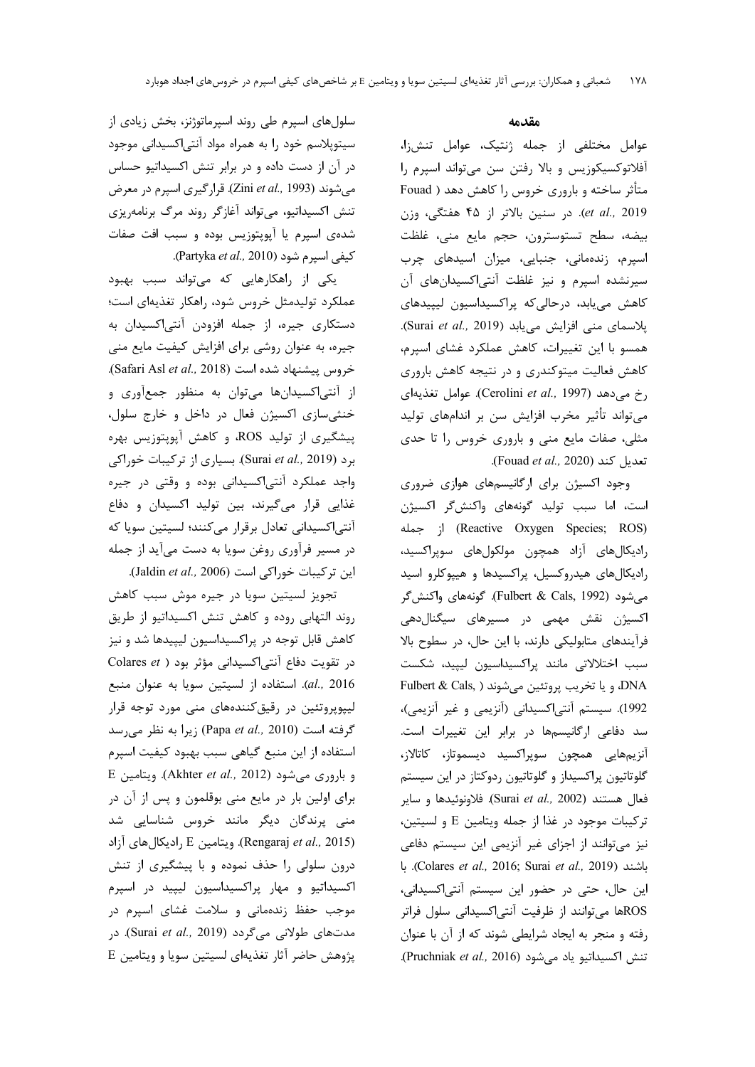## مقدمه

عوامل مختلفی از جمله ژنتیک، عوامل تنش‌زا، آفلاتوکسیکوزیس و بالا رفتن سن می‌تواند اسپرم را متأثر ساخته و باروری خروس را کاهش دهد (Fouad *et al.,* 2019). در سنین بالاتر از ۴۵ هفتگی، وزن بیضه، سطح تستوسترون، حجم مایع منی، غلظت اسپرم، زنده‌مانی، جنبایی، میزان اسیدهای چرب سیرنشده اسپرم و نیز غلظت آنتی‌اکسیدان‌های آن کاهش می‌یابد، درحالی‌که پراکسیداسیون لیپیدهای پلاسمای منی افزایش می‌یابد (Surai *et al.,* 2019). همسو با این تغییرات، کاهش عملکرد غشای اسپرم، کاهش فعالیت میتوکندری و در نتیجه کاهش باروری رخ می‌دهد (Cerolini *et al.,* 1997). عوامل تغذیه‌ای می‌تواند تأثیر مخرب افزایش سن بر اندام‌های تولید مثلی، صفات مایع منی و باروری خروس را تا حدی تعدیل کند (Fouad *et al.,* 2020).

وجود اکسیژن برای ارگانیسم‌های هوازی ضروری است، اما سبب تولید گونه‌های واکنش‌گر اکسیژن (Reactive Oxygen Species; ROS) از جمله رادیکال‌های آزاد همچون مولکول‌های سوپراکسید، رادیکال‌های هیدروکسیل، پراکسیدها و هیپوکلرو اسید می‌شود (Fulbert & Cals, 1992). گونه‌های واکنش‌گر اکسیژن نقش مهمی در مسیرهای سیگنال‌دهی فرآیندهای متابولیکی دارند، با این حال، در سطوح بالا سبب اختلالاتی مانند پراکسیداسیون لیپید، شکست DNA، و یا تخریب پروتئین می‌شوند (Fulbert & Cals, 1992). سیستم آنتی‌اکسیدانی (آنزیمی و غیر آنزیمی)، سد دفاعی ارگانیسم‌ها در برابر این تغییرات است. آنزیم‌هایی همچون سوپراکسید دیسموتاز، کاتالاز، گلوتاتیون پراکسیداز و گلوتاتیون ردوکتاز در این سیستم فعال هستند (Surai *et al.,* 2002). فلاونوئیدها و سایر ترکیبات موجود در غذا از جمله ویتامین E و لسیتین، نیز می‌توانند از اجزای غیر آنزیمی این سیستم دفاعی باشند (Colares *et al.,* 2016; Surai *et al.,* 2019). با این حال، حتی در حضور این سیستم آنتی‌اکسیدانی، ROSها می‌توانند از ظرفیت آنتی‌اکسیدانی سلول فراتر رفته و منجر به ایجاد شرایطی شوند که از آن با عنوان تنش اکسیداتیو یاد می‌شود (Pruchniak *et al.,* 2016).

سلول‌های اسپرم طی روند اسپرماتوژنز، بخش زیادی از سیتوپلاسم خود را به همراه مواد آنتی‌اکسیدانی موجود در آن از دست داده و در برابر تنش اکسیداتیو حساس می‌شوند (Zini *et al.,* 1993). قرارگیری اسپرم در معرض تنش اکسیداتیو، می‌تواند آغازگر روند مرگ برنامه‌ریزی شده‌ی اسپرم یا آپوپتوزیس بوده و سبب افت صفات کیفی اسپرم شود (Partyka *et al.,* 2010).

یکی از راهکارهایی که می‌تواند سبب بهبود عملکرد تولیدمثل خروس شود، راهکار تغذیه‌ای است؛ دستکاری جیره، از جمله افزودن آنتی‌اکسیدان به جیره، به عنوان روشی برای افزایش کیفیت مایع منی خروس پیشنهاد شده است (Safari Asl *et al.,* 2018). از آنتی‌اکسیدان‌ها می‌توان به منظور جمع‌آوری و خنثی‌سازی اکسیژن فعال در داخل و خارج سلول، پیشگیری از تولید ROS، و کاهش آپوپتوزیس بهره برد (Surai *et al.,* 2019). بسیاری از ترکیبات خوراکی واجد عملکرد آنتی‌اکسیدانی بوده و وقتی در جیره غذایی قرار می‌گیرند، بین تولید اکسیدان و دفاع آنتی‌اکسیدانی تعادل برقرار می‌کنند؛ لسیتین سویا که در مسیر فرآوری روغن سویا به دست می‌آید از جمله این ترکیبات خوراکی است (Jaldin *et al.,* 2006).

تجویز لسیتین سویا در جیره موش سبب کاهش روند التهابی روده و کاهش تنش اکسیداتیو از طریق کاهش قابل توجه در پراکسیداسیون لیپیدها شد و نیز در تقویت دفاع آنتی‌اکسیدانی مؤثر بود (Colares *et al.,* 2016). استفاده از لسیتین سویا به عنوان منبع لیپوپروتئین در رقیق‌کننده‌های منی مورد توجه قرار گرفته است (Papa *et al.,* 2010) زیرا به نظر می‌رسد استفاده از این منبع گیاهی سبب بهبود کیفیت اسپرم و باروری می‌شود (Akhter *et al.,* 2012). ویتامین E برای اولین بار در مایع منی بوقلمون و پس از آن در منی پرندگان دیگر مانند خروس شناسایی شد (Rengaraj *et al.,* 2015). ویتامین E رادیکال‌های آزاد درون سلولی را حذف نموده و با پیشگیری از تنش اکسیداتیو و مهار پراکسیداسیون لیپید در اسپرم موجب حفظ زنده‌مانی و سلامت غشای اسپرم در مدت‌های طولانی می‌گردد (Surai *et al.,* 2019). در پژوهش حاضر آثار تغذیه‌ای لسیتین سویا و ویتامین E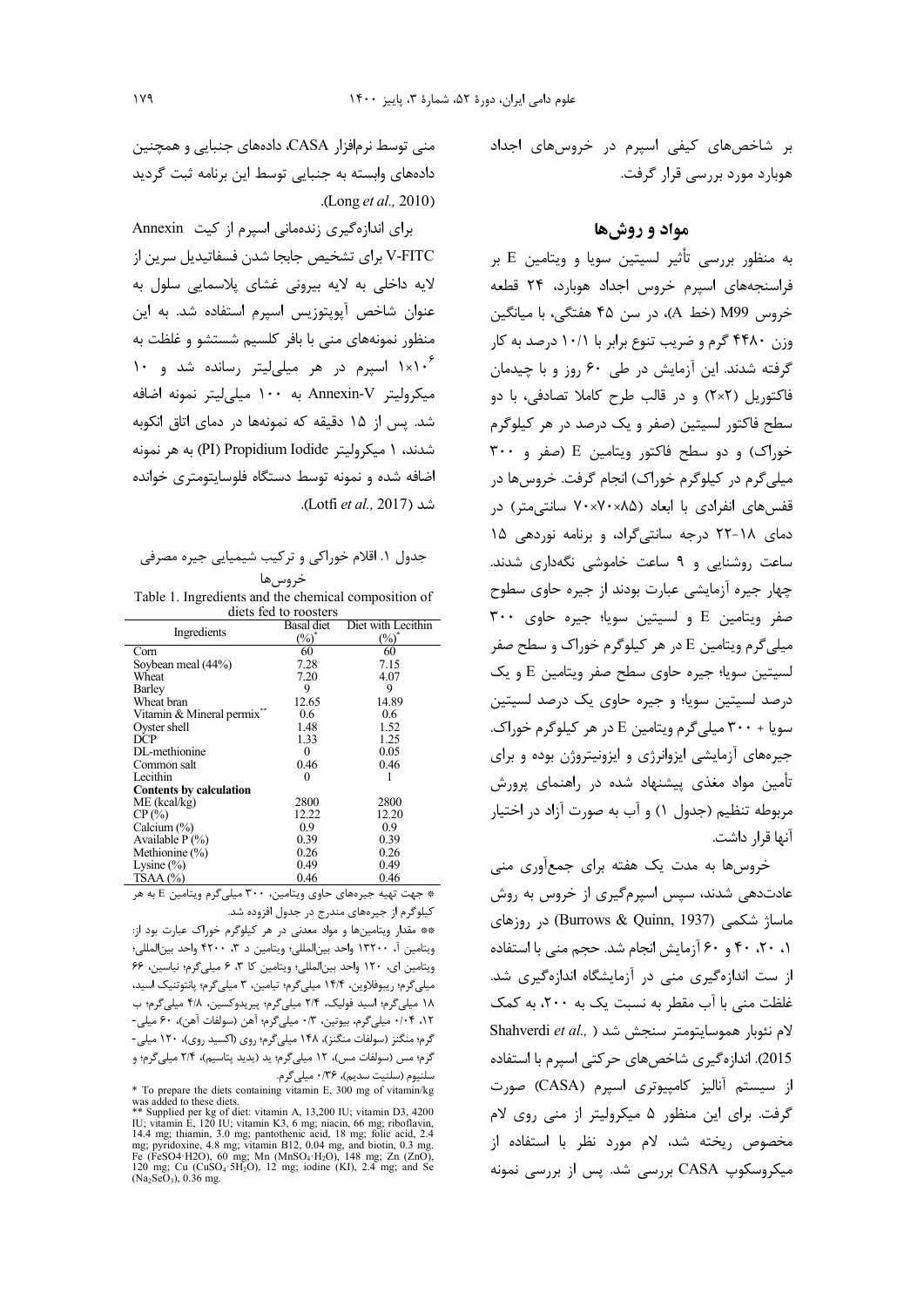بر شاخص‌های کیفی اسپرم در خروس‌های اجداد هوبارد مورد بررسی قرار گرفت.

## مواد و روش‌ها

به منظور بررسی تأثیر لسیتین سویا و ویتامین E بر فراسنجه‌های اسپرم خروس اجداد هوبارد، ۲۴ قطعه خروس M99 (خط A)، در سن ۴۵ هفتگی، با میانگین وزن ۴۴۸۰ گرم و ضریب تنوع برابر با ۱۰/۱ درصد به کار گرفته شدند. این آزمایش در طی ۶۰ روز و با چیدمان فاکتوریل (۲×۲) و در قالب طرح کاملا تصادفی، با دو سطح فاکتور لسیتین (صفر و یک درصد در هر کیلوگرم خوراک) و دو سطح فاکتور ویتامین E (صفر و ۳۰۰ میلی‌گرم در کیلوگرم خوراک) انجام گرفت. خروس‌ها در قفس‌های انفرادی با ابعاد (۸۵×۷۰×۷۰ سانتی‌متر) در دمای ۱۸-۲۲ درجه سانتی‌گراد، و برنامه نوردهی ۱۵ ساعت روشنایی و ۹ ساعت خاموشی نگه‌داری شدند. چهار جیره آزمایشی عبارت بودند از جیره حاوی سطوح صفر ویتامین E و لسیتین سویا؛ جیره حاوی ۳۰۰ میلی‌گرم ویتامین E در هر کیلوگرم خوراک و سطح صفر لسیتین سویا؛ جیره حاوی سطح صفر ویتامین E و یک درصد لسیتین سویا؛ و جیره حاوی یک درصد لسیتین سویا + ۳۰۰ میلی‌گرم ویتامین E در هر کیلوگرم خوراک. جیره‌های آزمایشی ایزوانرژی و ایزونیتروژن بوده و برای تأمین مواد مغذی پیشنهاد شده در راهنمای پرورش مربوطه تنظیم (جدول ۱) و آب به صورت آزاد در اختیار آنها قرار داشت.

خروس‌ها به مدت یک هفته برای جمع‌آوری منی عادت‌دهی شدند، سپس اسپرم‌گیری از خروس به روش ماساژ شکمی (Burrows & Quinn, 1937) در روزهای ۱، ۲۰، ۴۰ و ۶۰ آزمایش انجام شد. حجم منی با استفاده از ست اندازه‌گیری منی در آزمایشگاه اندازه‌گیری شد. غلظت منی با آب مقطر به نسبت یک به ۲۰۰، به کمک لام نئوبار هموسایتومتر سنجش شد (Shahverdi *et al.,* 2015). اندازه‌گیری شاخص‌های حرکتی اسپرم با استفاده از سیستم آنالیز کامپیوتری اسپرم (CASA) صورت گرفت. برای این منظور ۵ میکرولیتر از منی روی لام مخصوص ریخته شد، لام مورد نظر با استفاده از میکروسکوپ CASA بررسی شد. پس از بررسی نمونه منی توسط نرم‌افزار CASA، داده‌های جنبایی و همچنین داده‌های وابسته به جنبایی توسط این برنامه ثبت گردید (Long *et al.,* 2010).

برای اندازه‌گیری زنده‌مانی اسپرم از کیت Annexin V-FITC برای تشخیص جابجا شدن فسفاتیدیل سرین از لایه داخلی به لایه بیرونی غشای پلاسمایی سلول به عنوان شاخص آپوپتوزیس اسپرم استفاده شد. به این منظور نمونه‌های منی با بافر کلسیم شستشو و غلظت به $1\times10^{6}$ اسپرم در هر میلی‌لیتر رسانده شد و ۱۰ میکرولیتر Annexin-V به ۱۰۰ میلی‌لیتر نمونه اضافه شد. پس از ۱۵ دقیقه که نمونه‌ها در دمای اتاق انکوبه شدند، ۱ میکرولیتر Propidium Iodide (PI) به هر نمونه اضافه شده و نمونه توسط دستگاه فلوسایتومتری خوانده شد (Lotfi *et al.,* 2017).

جدول ۱. اقلام خوراکی و ترکیب شیمیایی جیره مصرفی خروس‌ها

Table 1. Ingredients and the chemical composition of diets fed to roosters

| Ingredients | Basal diet (%)* | Diet with Lecithin (%)* |
|---|---|---|
| Corn | 60 | 60 |
| Soybean meal (44%) | 7.28 | 7.15 |
| Wheat | 7.20 | 4.07 |
| Barley | 9 | 9 |
| Wheat bran | 12.65 | 14.89 |
| Vitamin & Mineral permix** | 0.6 | 0.6 |
| Oyster shell | 1.48 | 1.52 |
| DCP | 1.33 | 1.25 |
| DL-methionine | 0 | 0.05 |
| Common salt | 0.46 | 0.46 |
| Lecithin | 0 | 1 |
| **Contents by calculation** | | |
| ME (kcal/kg) | 2800 | 2800 |
| CP (%) | 12.22 | 12.20 |
| Calcium (%) | 0.9 | 0.9 |
| Available P (%) | 0.39 | 0.39 |
| Methionine (%) | 0.26 | 0.26 |
| Lysine (%) | 0.49 | 0.49 |
| TSAA (%) | 0.46 | 0.46 |

* جهت تهیه جیره‌های حاوی ویتامین، ۳۰۰ میلی‌گرم ویتامین E به هر کیلوگرم از جیره‌های مندرج در جدول افزوده شد.

** مقدار ویتامین‌ها و مواد معدنی در هر کیلوگرم خوراک عبارت بود از: ویتامین آ، ۱۳۲۰۰ واحد بین‌المللی؛ ویتامین د ۳، ۴۲۰۰ واحد بین‌المللی؛ ویتامین ای، ۱۲۰ واحد بین‌المللی؛ ویتامین کا ۳، ۶ میلی‌گرم؛ نیاسین، ۶۶ میلی‌گرم؛ ریبوفلاوین، ۱۴/۴ میلی‌گرم؛ تیامین، ۳ میلی‌گرم؛ پانتوتنیک اسید، ۱۸ میلی‌گرم؛ اسید فولیک، ۲/۴ میلی‌گرم؛ پیریدوکسین، ۴/۸ میلی‌گرم؛ ب ۱۲، ۰/۰۴ میلی‌گرم، بیوتین، ۰/۳ میلی‌گرم؛ آهن (سولفات آهن)، ۶۰ میلی‌گرم؛ منگنز (سولفات منگنز)، ۱۴۸ میلی‌گرم؛ روی (اکسید روی)، ۱۲۰ میلی‌گرم؛ مس (سولفات مس)، ۱۲ میلی‌گرم؛ ید (یدید پتاسیم)، ۲/۴ میلی‌گرم؛ و سلنیوم (سلنیت سدیم)، ۰/۳۶ میلی‌گرم.

* To prepare the diets containing vitamin E, 300 mg of vitamin/kg was added to these diets.

** Supplied per kg of diet: vitamin A, 13,200 IU; vitamin D3, 4200 IU; vitamin E, 120 IU; vitamin K3, 6 mg; niacin, 66 mg; riboflavin, 14.4 mg; thiamin, 3.0 mg; pantothenic acid, 18 mg; folic acid, 2.4 mg; pyridoxine, 4.8 mg; vitamin B12, 0.04 mg, and biotin, 0.3 mg. Fe ($FeSO_4 \cdot H_2O$), 60 mg; Mn ($MnSO_4 \cdot H_2O$), 148 mg; Zn (ZnO), 120 mg; Cu ($CuSO_4 \cdot 5H_2O$), 12 mg; iodine (KI), 2.4 mg; and Se ($Na_2SeO_3$), 0.36 mg.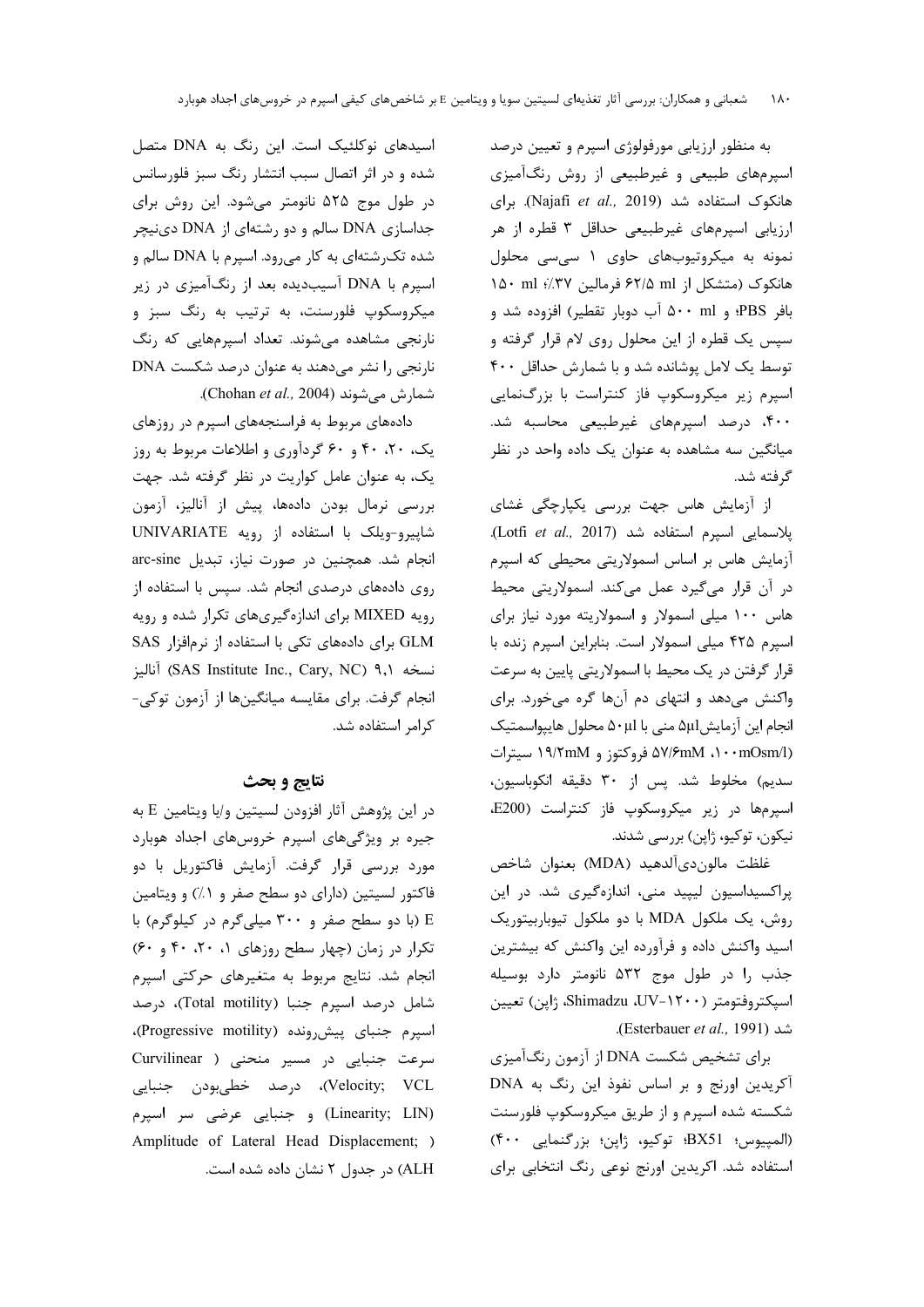به منظور ارزیابی مورفولوژی اسپرم و تعیین درصد اسپرم‌های طبیعی و غیرطبیعی از روش رنگ‌آمیزی هانکوک استفاده شد (Najafi *et al.,* 2019). برای ارزیابی اسپرم‌های غیرطبیعی حداقل ۳ قطره از هر نمونه به میکروتیوب‌های حاوی ۱ سی‌سی محلول هانکوک (متشکل از ۶۲/۵ ml فرمالین ۳۷٪؛ ۱۵۰ ml بافر PBS؛ و ۵۰۰ ml آب دوبار تقطیر) افزوده شد و سپس یک قطره از این محلول روی لام قرار گرفته و توسط یک لامل پوشانده شد و با شمارش حداقل ۴۰۰ اسپرم زیر میکروسکوپ فاز کنتراست با بزرگ‌نمایی ۴۰۰، درصد اسپرم‌های غیرطبیعی محاسبه شد. میانگین سه مشاهده به عنوان یک داده واحد در نظر گرفته شد.

از آزمایش هاس جهت بررسی یکپارچگی غشای پلاسمایی اسپرم استفاده شد (Lotfi *et al.,* 2017). آزمایش هاس بر اساس اسمولاریتی محیطی که اسپرم در آن قرار می‌گیرد عمل می‌کند. اسمولاریتی محیط هاس ۱۰۰ میلی اسمولار و اسمولاریته مورد نیاز برای اسپرم ۴۲۵ میلی اسمولار است. بنابراین اسپرم زنده با قرار گرفتن در یک محیط با اسمولاریتی پایین به سرعت واکنش می‌دهد و انتهای دم آن‌ها گره می‌خورد. برای انجام این آزمایش ۵µl منی با ۵۰µl محلول هایپواسمتیک (۱۰۰mOsm/l، ۵۷/۶mM فروکتوز و ۱۹/۲mM سیترات سدیم) مخلوط شد. پس از ۳۰ دقیقه انکوباسیون، اسپرم‌ها در زیر میکروسکوپ فاز کنتراست (E200، نیکون، توکیو، ژاپن) بررسی شدند.

غلظت مالون‌دی‌آلدهید (MDA) بعنوان شاخص پراکسیداسیون لیپید منی، اندازه‌گیری شد. در این روش، یک ملکول MDA با دو ملکول تیوباربیتوریک اسید واکنش داده و فرآورده این واکنش که بیشترین جذب را در طول موج ۵۳۲ نانومتر دارد بوسیله اسپکتروفتومتر (UV-۱۲۰۰، Shimadzu، ژاپن) تعیین شد (Esterbauer *et al.,* 1991).

برای تشخیص شکست DNA از آزمون رنگ‌آمیزی آکریدین اورنج و بر اساس نفوذ این رنگ به DNA شکسته شده اسپرم و از طریق میکروسکوپ فلورسنت (المپیوس؛ BX51؛ توکیو، ژاپن؛ بزرگنمایی ۴۰۰) استفاده شد. اکریدین اورنج نوعی رنگ انتخابی برای اسیدهای نوکلئیک است. این رنگ به DNA متصل شده و در اثر اتصال سبب انتشار رنگ سبز فلورسانس در طول موج ۵۲۵ نانومتر می‌شود. این روش برای جداسازی DNA سالم و دو رشته‌ای از DNA دی‌نیچر شده تک‌رشته‌ای به کار می‌رود. اسپرم با DNA سالم و اسپرم با DNA آسیب‌دیده بعد از رنگ‌آمیزی در زیر میکروسکوپ فلورسنت، به ترتیب به رنگ سبز و نارنجی مشاهده می‌شوند. تعداد اسپرم‌هایی که رنگ نارنجی را نشر می‌دهند به عنوان درصد شکست DNA شمارش می‌شوند (Chohan *et al.,* 2004).

داده‌های مربوط به فراسنجه‌های اسپرم در روزهای یک، ۲۰، ۴۰ و ۶۰ گردآوری و اطلاعات مربوط به روز یک، به عنوان عامل کواریت در نظر گرفته شد. جهت بررسی نرمال بودن داده‌ها، پیش از آنالیز، آزمون شاپیرو-ویلک با استفاده از رویه UNIVARIATE انجام شد. همچنین در صورت نیاز، تبدیل arc-sine روی داده‌های درصدی انجام شد. سپس با استفاده از رویه MIXED برای اندازه‌گیری‌های تکرار شده و رویه GLM برای داده‌های تکی با استفاده از نرم‌افزار SAS نسخه ۹،۱ (SAS Institute Inc., Cary, NC) آنالیز انجام گرفت. برای مقایسه میانگین‌ها از آزمون توکی-کرامر استفاده شد.

## نتایج و بحث

در این پژوهش آثار افزودن لسیتین و/یا ویتامین E به جیره بر ویژگی‌های اسپرم خروس‌های اجداد هوبارد مورد بررسی قرار گرفت. آزمایش فاکتوریل با دو فاکتور لسیتین (دارای دو سطح صفر و ۱٪) و ویتامین E (با دو سطح صفر و ۳۰۰ میلی‌گرم در کیلوگرم) با تکرار در زمان (چهار سطح روزهای ۱، ۲۰، ۴۰ و ۶۰) انجام شد. نتایج مربوط به متغیرهای حرکتی اسپرم شامل درصد اسپرم جنبا (Total motility)، درصد اسپرم جنبای پیش‌رونده (Progressive motility)، سرعت جنبایی در مسیر منحنی (Curvilinear Velocity; VCL)، درصد خطی‌بودن جنبایی (Linearity; LIN) و جنبایی عرضی سر اسپرم (Amplitude of Lateral Head Displacement; ALH) در جدول ۲ نشان داده شده است.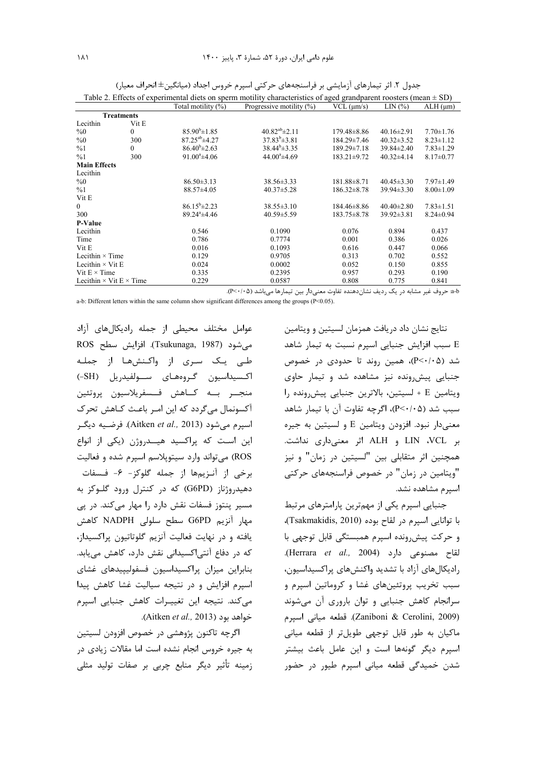جدول ۲. اثر تیمارهای آزمایشی بر فراسنجه‌های حرکتی اسپرم خروس اجداد (میانگین± انحراف معیار)

Table 2. Effects of experimental diets on sperm motility characteristics of aged grandparent roosters (mean ± SD)

| | | Total motility (%) | Progressive motility (%) | VCL (µm/s) | LIN (%) | ALH (µm) |
|---|---|---|---|---|---|---|
| **Treatments** | | | | | | |
| Lecithin | Vit E | | | | | |
| %0 | 0 | 85.90[b]±1.85 | 40.82[ab]±2.11 | 179.48±8.86 | 40.16±2.91 | 7.70±1.76 |
| %0 | 300 | 87.25[ab]±4.27 | 37.83[b]±3.81 | 184.29±7.46 | 40.32±3.52 | 8.23±1.12 |
| %1 | 0 | 86.40[b]±2.63 | 38.44[b]±3.35 | 189.29±7.18 | 39.84±2.40 | 7.83±1.29 |
| %1 | 300 | 91.00[a]±4.06 | 44.00[a]±4.69 | 183.21±9.72 | 40.32±4.14 | 8.17±0.77 |
| **Main Effects** | | | | | | |
| Lecithin | | | | | | |
| %0 | | 86.50±3.13 | 38.56±3.33 | 181.88±8.71 | 40.45±3.30 | 7.97±1.49 |
| %1 | | 88.57±4.05 | 40.37±5.28 | 186.32±8.78 | 39.94±3.30 | 8.00±1.09 |
| Vit E | | | | | | |
| 0 | | 86.15[b]±2.23 | 38.55±3.10 | 184.46±8.86 | 40.40±2.80 | 7.83±1.51 |
| 300 | | 89.24[a]±4.46 | 40.59±5.59 | 183.75±8.78 | 39.92±3.81 | 8.24±0.94 |
| **P-Value** | | | | | | |
| Lecithin | | 0.546 | 0.1090 | 0.076 | 0.894 | 0.437 |
| Time | | 0.786 | 0.7774 | 0.001 | 0.386 | 0.026 |
| Vit E | | 0.016 | 0.1093 | 0.616 | 0.447 | 0.066 |
| Lecithin × Time | | 0.129 | 0.9705 | 0.313 | 0.702 | 0.552 |
| Lecithin × Vit E | | 0.024 | 0.0002 | 0.052 | 0.150 | 0.855 |
| Vit E × Time | | 0.335 | 0.2395 | 0.957 | 0.293 | 0.190 |
| Lecithin × Vit E × Time | | 0.229 | 0.0587 | 0.808 | 0.775 | 0.841 |

a-b: حروف غیر مشابه در یک ردیف نشان‌دهنده تفاوت معنی‌دار بین تیمارها می‌باشد (P<۰/۰۵).

a-b: Different letters within the same column show significant differences among the groups (P<0.05).

نتایج نشان داد دریافت همزمان لسیتین و ویتامین E سبب افزایش جنبایی اسپرم نسبت به تیمار شاهد شد (P<۰/۰۵)، همین روند تا حدودی در خصوص جنبایی پیش‌رونده نیز مشاهده شد و تیمار حاوی ویتامین E + لسیتین، بالاترین جنبایی پیش‌رونده را سبب شد (P<۰/۰۵)، اگرچه تفاوت آن با تیمار شاهد معنی‌دار نبود. افزودن ویتامین E و لسیتین به جیره بر VCL، LIN و ALH اثر معنی‌داری نداشت. همچنین اثر متقابلی بین "لسیتین در زمان" و نیز "ویتامین در زمان" در خصوص فراسنجه‌های حرکتی اسپرم مشاهده نشد.

جنبایی اسپرم یکی از مهم‌ترین پارامترهای مرتبط با توانایی اسپرم در لقاح بوده (Tsakmakidis, 2010)، و حرکت پیش‌رونده اسپرم همبستگی قابل توجهی با لقاح مصنوعی دارد (Herrara *et al.,* 2004). رادیکال‌های آزاد با تشدید واکنش‌های پراکسیداسیون، سبب تخریب پروتئین‌های غشا و کروماتین اسپرم و سرانجام کاهش جنبایی و توان باروری آن می‌شوند (Zaniboni & Cerolini, 2009). قطعه میانی اسپرم ماکیان به طور قابل توجهی طویل‌تر از قطعه میانی اسپرم دیگر گونه‌ها است و این عامل باعث بیشتر شدن خمیدگی قطعه میانی اسپرم طیور در حضور عوامل مختلف محیطی از جمله رادیکال‌های آزاد می‌شود (Tsukunaga, 1987). افزایش سطح ROS طی یک سری از واکنش‌ها از جمله اکسیداسیون گروه‌های سولفیدریل (SH-) منجر به کاهش فسفریلاسیون پروتئین آکسونمال می‌گردد که این امر باعث کاهش تحرک اسپرم می‌شود (Aitken *et al.,* 2013). فرضیه دیگر این است که پراکسید هیدروژن (یکی از انواع ROS) می‌تواند وارد سیتوپلاسم اسپرم شده و فعالیت برخی از آنزیم‌ها از جمله گلوکز- ۶- فسفات دهیدروژناز (G6PD) که در کنترل ورود گلوکز به مسیر پنتوز فسفات نقش دارد را مهار می‌کند. در پی مهار آنزیم G6PD سطح سلولی NADPH کاهش یافته و در نهایت فعالیت آنزیم گلوتاتیون پراکسیداز، که در دفاع آنتی‌اکسیدانی نقش دارد، کاهش می‌یابد. بنابراین میزان پراکسیداسیون فسفولیپیدهای غشای اسپرم افزایش و در نتیجه سیالیت غشا کاهش پیدا می‌کند. نتیجه این تغییرات کاهش جنبایی اسپرم خواهد بود (Aitken *et al.,* 2013).

اگرچه تاکنون پژوهشی در خصوص افزودن لسیتین به جیره خروس انجام نشده است اما مقالات زیادی در زمینه تأثیر دیگر منابع چربی بر صفات تولید مثلی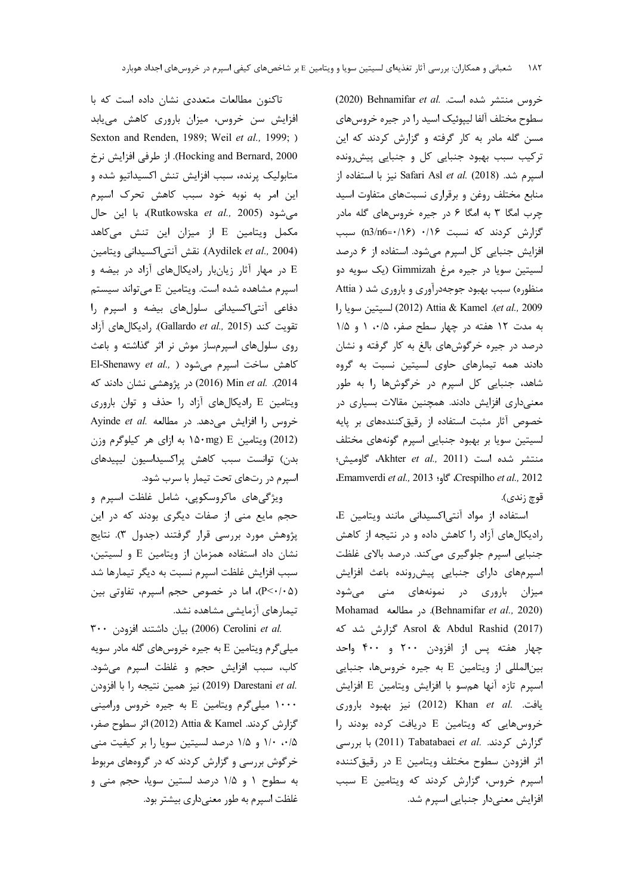خروس منتشر شده است. Behnamifar *et al.* (2020) سطوح مختلف آلفا لیپوئیک اسید را در جیره خروس‌های مسن گله مادر به کار گرفته و گزارش کردند که این ترکیب سبب بهبود جنبایی کل و جنبایی پیش‌رونده اسپرم شد. Safari Asl *et al.* (2018) نیز با استفاده از منابع مختلف روغن و برقراری نسبت‌های متفاوت اسید چرب امگا ۳ به امگا ۶ در جیره خروس‌های گله مادر گزارش کردند که نسبت ۰/۱۶ (n3/n6=۰/۱۶) سبب افزایش جنبایی کل اسپرم می‌شود. استفاده از ۶ درصد لسیتین سویا در جیره مرغ Gimmizah (یک سویه دو منظوره) سبب بهبود جوجه‌درآوری و باروری شد (Attia *et al.*, 2009). Attia & Kamel (2012) لسیتین سویا را به مدت ۱۲ هفته در چهار سطح صفر، ۰/۵، ۱ و ۱/۵ درصد در جیره خرگوش‌های بالغ به کار گرفته و نشان دادند همه تیمارهای حاوی لسیتین نسبت به گروه شاهد، جنبایی کل اسپرم در خرگوش‌ها را به طور معنی‌داری افزایش دادند. همچنین مقالات بسیاری در خصوص آثار مثبت استفاده از رقیق‌کننده‌های بر پایه لسیتین سویا بر بهبود جنبایی اسپرم گونه‌های مختلف منتشر شده است (Akhter *et al.*, 2011، گاومیش؛ Crespilho *et al.*, 2012، گاو؛ Emamverdi *et al.*, 2013، قوچ زندی).

استفاده از مواد آنتی‌اکسیدانی مانند ویتامین E، رادیکال‌های آزاد را کاهش داده و در نتیجه از کاهش جنبایی اسپرم جلوگیری می‌کند. درصد بالای غلظت اسپرم‌های دارای جنبایی پیش‌رونده باعث افزایش میزان باروری در نمونه‌های منی می‌شود (Behnamifar *et al.*, 2020). در مطالعه Mohamad Asrol & Abdul Rashid (2017) گزارش شد که چهار هفته پس از افزودن ۲۰۰ و ۴۰۰ واحد بین‌المللی از ویتامین E به جیره خروس‌ها، جنبایی اسپرم تازه آنها هم‌سو با افزایش ویتامین E افزایش یافت. Khan *et al.* (2012) نیز بهبود باروری خروس‌هایی که ویتامین E دریافت کرده بودند را گزارش کردند. Tabatabaei *et al.* (2011) با بررسی اثر افزودن سطوح مختلف ویتامین E در رقیق‌کننده اسپرم خروس، گزارش کردند که ویتامین E سبب افزایش معنی‌دار جنبایی اسپرم شد.

تاکنون مطالعات متعددی نشان داده است که با افزایش سن خروس، میزان باروری کاهش می‌یابد (Sexton and Renden, 1989; Weil *et al.*, 1999; Hocking and Bernard, 2000). از طرفی افزایش نرخ متابولیک پرنده، سبب افزایش تنش اکسیداتیو شده و این امر به نوبه خود سبب کاهش تحرک اسپرم می‌شود (Rutkowska *et al.*, 2005)، با این حال مکمل ویتامین E از میزان این تنش می‌کاهد (Aydilek *et al.*, 2004). نقش آنتی‌اکسیدانی ویتامین E در مهار آثار زیان‌بار رادیکال‌های آزاد در بیضه و اسپرم مشاهده شده است. ویتامین E می‌تواند سیستم دفاعی آنتی‌اکسیدانی سلول‌های بیضه و اسپرم را تقویت کند (Gallardo *et al.*, 2015). رادیکال‌های آزاد روی سلول‌های اسپرم‌ساز موش نر اثر گذاشته و باعث کاهش ساخت اسپرم می‌شود (El-Shenawy *et al.*, 2014). Min *et al.* (2016) در پژوهشی نشان دادند که ویتامین E رادیکال‌های آزاد را حذف و توان باروری خروس را افزایش می‌دهد. در مطالعه Ayinde *et al.* (2012) ویتامین E (۱۵۰mg به ازای هر کیلوگرم وزن بدن) توانست سبب کاهش پراکسیداسیون لیپیدهای اسپرم در رت‌های تحت تیمار با سرب شود.

ویژگی‌های ماکروسکوپی، شامل غلظت اسپرم و حجم مایع منی از صفات دیگری بودند که در این پژوهش مورد بررسی قرار گرفتند (جدول ۳). نتایج نشان داد استفاده همزمان از ویتامین E و لسیتین، سبب افزایش غلظت اسپرم نسبت به دیگر تیمارها شد ($P<0.05$)، اما در خصوص حجم اسپرم، تفاوتی بین تیمارهای آزمایشی مشاهده نشد.

Cerolini *et al.* (2006) بیان داشتند افزودن ۳۰۰ میلی‌گرم ویتامین E به جیره خروس‌های گله مادر سویه کاب، سبب افزایش حجم و غلظت اسپرم می‌شود. Darestani *et al.* (2019) نیز همین نتیجه را با افزودن ۱۰۰۰ میلی‌گرم ویتامین E به جیره خروس ورامینی گزارش کردند. Attia & Kamel (2012) اثر سطوح صفر، ۰/۵، ۱/۰ و ۱/۵ درصد لسیتین سویا را بر کیفیت منی خرگوش بررسی و گزارش کردند که در گروه‌های مربوط به سطوح ۱ و ۱/۵ درصد لستین سویا، حجم منی و غلظت اسپرم به طور معنی‌داری بیشتر بود.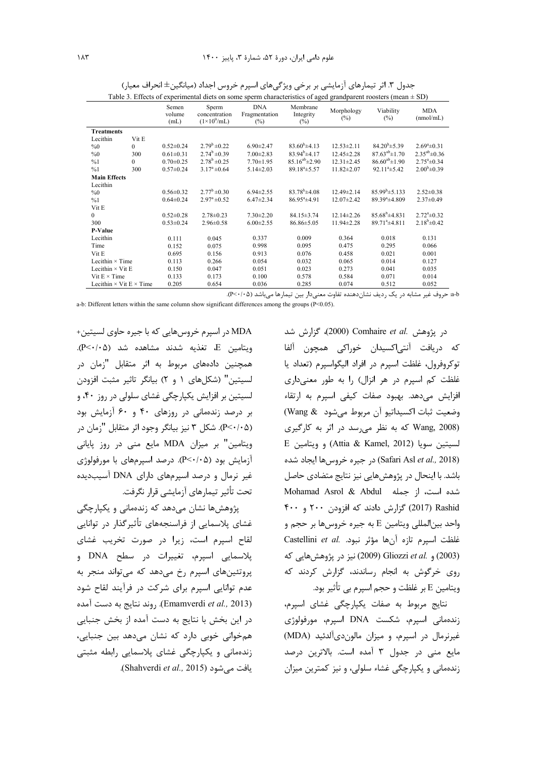جدول ۳. اثر تیمارهای آزمایشی بر برخی ویژگی‌های اسپرم خروس اجداد (میانگین± انحراف معیار)

Table 3. Effects of experimental diets on some sperm characteristics of aged grandparent roosters (mean ± SD)

| | | Semen volume (mL) | Sperm concentration ($1\times10^9$/mL) | DNA Fragmentation (%) | Membrane Integrity (%) | Morphology (%) | Viability (%) | MDA (nmol/mL) |
|---|---|---|---|---|---|---|---|---|
| **Treatments** | | | | | | | | |
| Lecithin | Vit E | | | | | | | |
| %0 | 0 | 0.52±0.24 | $2.79^{b}$±0.22 | 6.90±2.47 | $83.60^{b}$±4.13 | 12.53±2.11 | $84.20^{b}$±5.39 | $2.69^{a}$±0.31 |
| %0 | 300 | 0.61±0.31 | $2.74^{b}$±0.39 | 7.00±2.83 | $83.94^{b}$±4.17 | 12.45±2.28 | $87.63^{ab}$±1.70 | $2.35^{ab}$±0.36 |
| %1 | 0 | 0.70±0.25 | $2.78^{b}$±0.25 | 7.70±1.95 | $85.16^{ab}$±2.90 | 12.31±2.45 | $86.60^{ab}$±1.90 | $2.75^{a}$±0.34 |
| %1 | 300 | 0.57±0.24 | $3.17^{a}$±0.64 | 5.14±2.03 | $89.18^{a}$±5.57 | 11.82±2.07 | $92.11^{a}$±5.42 | $2.00^{b}$±0.39 |
| **Main Effects** | | | | | | | | |
| Lecithin | | | | | | | | |
| %0 | | 0.56±0.32 | $2.77^{b}$±0.30 | 6.94±2.55 | $83.78^{b}$±4.08 | 12.49±2.14 | $85.99^{b}$±5.133 | 2.52±0.38 |
| %1 | | 0.64±0.24 | $2.97^{a}$±0.52 | 6.47±2.34 | $86.95^{a}$±4.91 | 12.07±2.42 | $89.39^{a}$±4.809 | 2.37±0.49 |
| Vit E | | | | | | | | |
| 0 | | 0.52±0.28 | 2.78±0.23 | 7.30±2.20 | 84.15±3.74 | 12.14±2.26 | $85.68^{b}$±4.831 | $2.72^{a}$±0.32 |
| 300 | | 0.53±0.24 | 2.96±0.58 | 6.00±2.55 | 86.86±5.05 | 11.94±2.28 | $89.71^{a}$±4.811 | $2.18^{b}$±0.42 |
| **P-Value** | | | | | | | | |
| Lecithin | | 0.111 | 0.045 | 0.337 | 0.009 | 0.364 | 0.018 | 0.131 |
| Time | | 0.152 | 0.075 | 0.998 | 0.095 | 0.475 | 0.295 | 0.066 |
| Vit E | | 0.695 | 0.156 | 0.913 | 0.076 | 0.458 | 0.021 | 0.001 |
| Lecithin × Time | | 0.113 | 0.266 | 0.054 | 0.032 | 0.065 | 0.014 | 0.127 |
| Lecithin × Vit E | | 0.150 | 0.047 | 0.051 | 0.023 | 0.273 | 0.041 | 0.035 |
| Vit E × Time | | 0.133 | 0.173 | 0.100 | 0.578 | 0.584 | 0.071 | 0.014 |
| Lecithin × Vit E × Time | | 0.205 | 0.654 | 0.036 | 0.285 | 0.074 | 0.512 | 0.052 |

a-b: حروف غیر مشابه در یک ردیف نشان‌دهنده تفاوت معنی‌دار بین تیمارها می‌باشد (P<۰/۰۵).

a-b: Different letters within the same column show significant differences among the groups (P<0.05).

در پژوهش .Comhaire *et al* (2000)، گزارش شد که دریافت آنتی‌اکسیدان خوراکی همچون آلفا توکوفرول، غلظت اسپرم در افراد الیگواسپرم (تعداد یا غلظت کم اسپرم در هر انزال) را به طور معنی‌داری افزایش می‌دهد. بهبود صفات کیفی اسپرم به ارتقاء وضعیت ثبات اکسیداتیو آن مربوط می‌شود (Wang & Wang, 2008) که به نظر می‌رسد در اثر به کارگیری لسیتین سویا (Attia & Kamel, 2012) و ویتامین E (Safari Asl *et al.,* 2018) در جیره خروس‌ها ایجاد شده باشد. با اینحال در پژوهش‌هایی نیز نتایج متضادی حاصل شده است، از جمله Mohamad Asrol & Abdul Rashid (2017) گزارش دادند که افزودن ۲۰۰ و ۴۰۰ واحد بین‌المللی ویتامین E به جیره خروس‌ها بر حجم و غلظت اسپرم تازه آن‌ها مؤثر نبود. .Castellini *et al* (2003) و .Gliozzi *et al* (2009) نیز در پژوهش‌هایی که روی خرگوش به انجام رساندند، گزارش کردند که ویتامین E بر غلظت و حجم اسپرم بی تأثیر بود.

نتایج مربوط به صفات یکپارچگی غشای اسپرم، زنده‌مانی اسپرم، شکست DNA اسپرم، مورفولوژی غیرنرمال در اسپرم، و میزان مالون‌دی‌آلدئید (MDA) مایع منی در جدول ۳ آمده است. بالاترین درصد زنده‌مانی و یکپارچگی غشاء سلولی، و نیز کمترین میزان MDA در اسپرم خروس‌هایی که با جیره حاوی لسیتین+ ویتامین E، تغذیه شدند مشاهده شد (P<۰/۰۵). همچنین داده‌های مربوط به اثر متقابل "زمان در لسیتین" (شکل‌های ۱ و ۲) بیانگر تاثیر مثبت افزودن لسیتین بر افزایش یکپارچگی غشای سلولی در روز ۴۰، و بر درصد زنده‌مانی در روزهای ۴۰ و ۶۰ آزمایش بود (P<۰/۰۵). شکل ۳ نیز بیانگر وجود اثر متقابل "زمان در ویتامین" بر میزان MDA مایع منی در روز پایانی آزمایش بود (P<۰/۰۵). درصد اسپرم‌های با مورفولوژی غیر نرمال و درصد اسپرم‌های دارای DNA آسیب‌دیده تحت تأثیر تیمارهای آزمایشی قرار نگرفت.

پژوهش‌ها نشان می‌دهد که زنده‌مانی و یکپارچگی غشای پلاسمایی از فراسنجه‌های تأثیرگذار در توانایی لقاح اسپرم است، زیرا در صورت تخریب غشای پلاسمایی اسپرم، تغییرات در سطح DNA و پروتئین‌های اسپرم رخ می‌دهد که می‌تواند منجر به عدم توانایی اسپرم برای شرکت در فرآیند لقاح شود (Emamverdi *et al.,* 2013). روند نتایج به دست آمده در این بخش با نتایج به دست آمده از بخش جنبایی هم‌خوانی خوبی دارد که نشان می‌دهد بین جنبایی، زنده‌مانی و یکپارچگی غشای پلاسمایی رابطه مثبتی یافت می‌شود (Shahverdi *et al.,* 2015).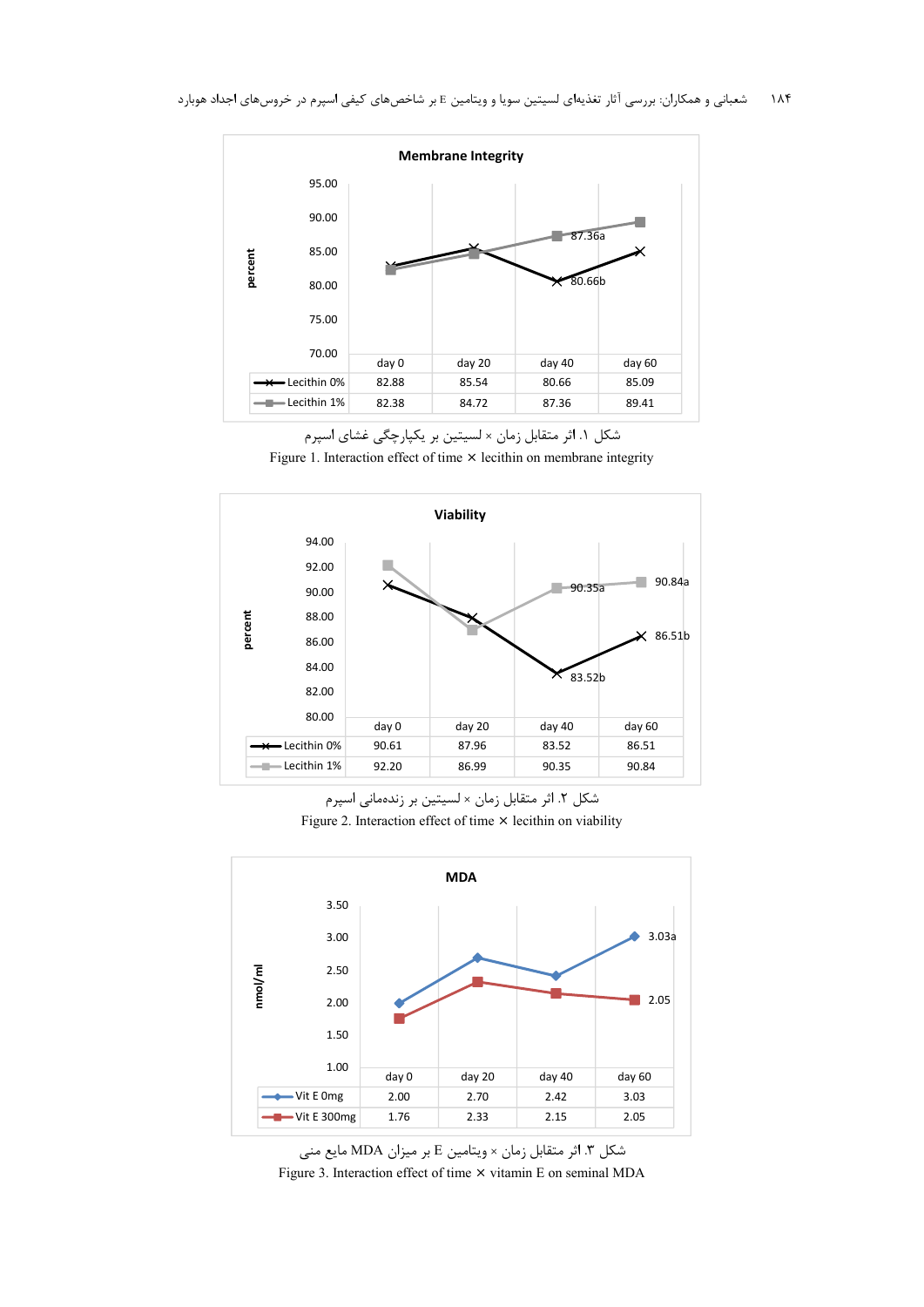**Membrane Integrity**

| | day 0 | day 20 | day 40 | day 60 |
|---|---|---|---|---|
| Lecithin 0% | 82.88 | 85.54 | 80.66 | 85.09 |
| Lecithin 1% | 82.38 | 84.72 | 87.36 | 89.41 |

شکل ۱. اثر متقابل زمان × لسیتین بر یکپارچگی غشای اسپرم

Figure 1. Interaction effect of time × lecithin on membrane integrity

**Viability**

| | day 0 | day 20 | day 40 | day 60 |
|---|---|---|---|---|
| Lecithin 0% | 90.61 | 87.96 | 83.52 | 86.51 |
| Lecithin 1% | 92.20 | 86.99 | 90.35 | 90.84 |

شکل ۲. اثر متقابل زمان × لسیتین بر زنده‌مانی اسپرم

Figure 2. Interaction effect of time × lecithin on viability

**MDA**

| | day 0 | day 20 | day 40 | day 60 |
|---|---|---|---|---|
| Vit E 0mg | 2.00 | 2.70 | 2.42 | 3.03 |
| Vit E 300mg | 1.76 | 2.33 | 2.15 | 2.05 |

شکل ۳. اثر متقابل زمان × ویتامین E بر میزان MDA مایع منی

Figure 3. Interaction effect of time × vitamin E on seminal MDA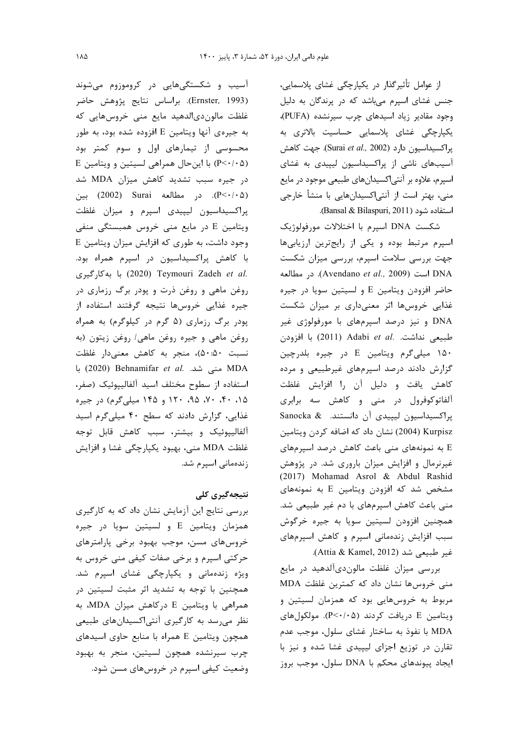از عوامل تأثیرگذار در یکپارچگی غشای پلاسمایی، جنس غشای اسپرم می‌باشد که در پرندگان به دلیل وجود مقادیر زیاد اسیدهای چرب سیرنشده (PUFA)، یکپارچگی غشای پلاسمایی حساسیت بالاتری به پراکسیداسیون دارد (Surai *et al.,* 2002). جهت کاهش آسیب‌های ناشی از پراکسیداسیون لیپیدی به غشای اسپرم، علاوه بر آنتی‌اکسیدان‌های طبیعی موجود در مایع منی، بهتر است از آنتی‌اکسیدان‌هایی با منشأ خارجی استفاده شود (Bansal & Bilaspuri, 2011).

شکست DNA اسپرم با اختلالات مورفولوژیک اسپرم مرتبط بوده و یکی از رایج‌ترین ارزیابی‌ها جهت بررسی سلامت اسپرم، بررسی میزان شکست DNA است (Avendano *et al.,* 2009). در مطالعه حاضر افزودن ویتامین E و لسیتین سویا در جیره غذایی خروس‌ها اثر معنی‌داری بر میزان شکست DNA و نیز درصد اسپرم‌های با مورفولوژی غیر طبیعی نداشت. Adabi *et al.* (2011) با افزودن ۱۵۰ میلی‌گرم ویتامین E در جیره بلدرچین گزارش دادند درصد اسپرم‌های غیرطبیعی و مرده کاهش یافت و دلیل آن را افزایش غلظت آلفاتوکوفرول در منی و کاهش سه برابری پراکسیداسیون لیپیدی آن دانستند. Sanocka & Kurpisz (2004) نشان داد که اضافه کردن ویتامین E به نمونه‌های منی باعث کاهش درصد اسپرم‌های غیرنرمال و افزایش میزان باروری شد. در پژوهش Mohamad Asrol & Abdul Rashid (2017) مشخص شد که افزودن ویتامین E به نمونه‌های منی باعث کاهش اسپرم‌های با دم غیر طبیعی شد. همچنین افزودن لسیتین سویا به جیره خرگوش سبب افزایش زنده‌مانی اسپرم و کاهش اسپرم‌های غیر طبیعی شد (Attia & Kamel, 2012).

بررسی میزان غلظت مالون‌دی‌آلدهید در مایع منی خروس‌ها نشان داد که کمترین غلظت MDA مربوط به خروس‌هایی بود که همزمان لسیتین و ویتامین E دریافت کردند ($P<0.05$). مولکول‌های MDA با نفوذ به ساختار غشای سلول، موجب عدم تقارن در توزیع اجزای لیپیدی غشا شده و نیز با ایجاد پیوندهای محکم با DNA سلول، موجب بروز آسیب و شکستگی‌هایی در کروموزوم می‌شوند (Ernster, 1993). براساس نتایج پژوهش حاضر غلظت مالون‌دی‌الدهید مایع منی خروس‌هایی که به جیره‌ی آنها ویتامین E افزوده شده بود، به طور محسوسی از تیمارهای اول و سوم کمتر بود ($P<0.05$) با این‌حال همراهی لسیتین و ویتامین E در جیره سبب تشدید کاهش میزان MDA شد ($P<0.05$). در مطالعه Surai (2002) بین پراکسیداسیون لیپیدی اسپرم و میزان غلظت ویتامین E در مایع منی خروس همبستگی منفی وجود داشت، به طوری که افزایش میزان ویتامین E با کاهش پراکسیداسیون در اسپرم همراه بود. Teymouri Zadeh *et al.* (2020) با به‌کارگیری روغن ماهی و روغن ذرت و پودر برگ رزماری در جیره غذایی خروس‌ها نتیجه گرفتند استفاده از پودر برگ رزماری (۵ گرم در کیلوگرم) به همراه روغن ماهی و جیره روغن ماهی/ روغن زیتون (به نسبت ۵۰:۵۰)، منجر به کاهش معنی‌دار غلظت MDA منی شد. Behnamifar *et al.* (2020) با استفاده از سطوح مختلف اسید آلفالیپوئیک (صفر، ۱۵، ۴۰، ۷۰، ۹۵، ۱۲۰ و ۱۴۵ میلی‌گرم) در جیره غذایی، گزارش دادند که سطح ۴۰ میلی‌گرم اسید آلفالیپوئیک و بیشتر، سبب کاهش قابل توجه غلظت MDA منی، بهبود یکپارچگی غشا و افزایش زنده‌مانی اسپرم شد.

## نتیجه‌گیری کلی

بررسی نتایج این آزمایش نشان داد که به کارگیری همزمان ویتامین E و لسیتین سویا در جیره خروس‌های مسن، موجب بهبود برخی پارامترهای حرکتی اسپرم و برخی صفات کیفی منی خروس به ویژه زنده‌مانی و یکپارچگی غشای اسپرم شد. همچنین با توجه به تشدید اثر مثبت لسیتین در همراهی با ویتامین E درکاهش میزان MDA، به نظر می‌رسد به کارگیری آنتی‌اکسیدان‌های طبیعی همچون ویتامین E همراه با منابع حاوی اسیدهای چرب سیرنشده همچون لسیتین، منجر به بهبود وضعیت کیفی اسپرم در خروس‌های مسن شود.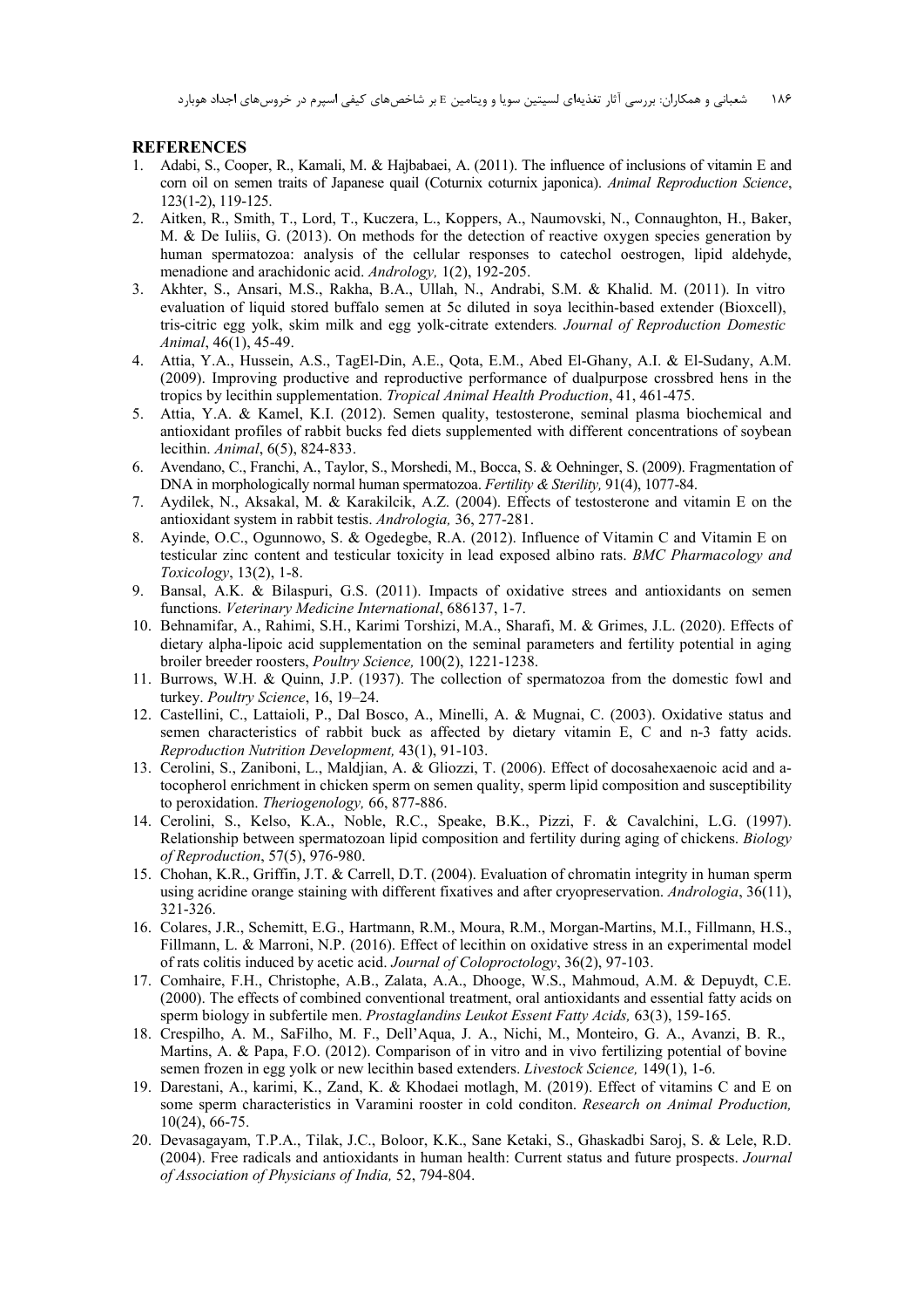## REFERENCES

1. Adabi, S., Cooper, R., Kamali, M. & Hajbabaei, A. (2011). The influence of inclusions of vitamin E and corn oil on semen traits of Japanese quail (Coturnix coturnix japonica). *Animal Reproduction Science*, 123(1-2), 119-125.
2. Aitken, R., Smith, T., Lord, T., Kuczera, L., Koppers, A., Naumovski, N., Connaughton, H., Baker, M. & De Iuliis, G. (2013). On methods for the detection of reactive oxygen species generation by human spermatozoa: analysis of the cellular responses to catechol oestrogen, lipid aldehyde, menadione and arachidonic acid. *Andrology,* 1(2), 192-205.
3. Akhter, S., Ansari, M.S., Rakha, B.A., Ullah, N., Andrabi, S.M. & Khalid. M. (2011). In vitro evaluation of liquid stored buffalo semen at 5c diluted in soya lecithin-based extender (Bioxcell), tris-citric egg yolk, skim milk and egg yolk-citrate extenders*. Journal of Reproduction Domestic Animal*, 46(1), 45-49.
4. Attia, Y.A., Hussein, A.S., TagEl-Din, A.E., Qota, E.M., Abed El-Ghany, A.I. & El-Sudany, A.M. (2009). Improving productive and reproductive performance of dualpurpose crossbred hens in the tropics by lecithin supplementation. *Tropical Animal Health Production*, 41, 461-475.
5. Attia, Y.A. & Kamel, K.I. (2012). Semen quality, testosterone, seminal plasma biochemical and antioxidant profiles of rabbit bucks fed diets supplemented with different concentrations of soybean lecithin. *Animal*, 6(5), 824-833.
6. Avendano, C., Franchi, A., Taylor, S., Morshedi, M., Bocca, S. & Oehninger, S. (2009). Fragmentation of DNA in morphologically normal human spermatozoa. *Fertility & Sterility,* 91(4), 1077-84.
7. Aydilek, N., Aksakal, M. & Karakilcik, A.Z. (2004). Effects of testosterone and vitamin E on the antioxidant system in rabbit testis. *Andrologia,* 36, 277-281.
8. Ayinde, O.C., Ogunnowo, S. & Ogedegbe, R.A. (2012). Influence of Vitamin C and Vitamin E on testicular zinc content and testicular toxicity in lead exposed albino rats. *BMC Pharmacology and Toxicology*, 13(2), 1-8.
9. Bansal, A.K. & Bilaspuri, G.S. (2011). Impacts of oxidative strees and antioxidants on semen functions. *Veterinary Medicine International*, 686137, 1-7.
10. Behnamifar, A., Rahimi, S.H., Karimi Torshizi, M.A., Sharafi, M. & Grimes, J.L. (2020). Effects of dietary alpha-lipoic acid supplementation on the seminal parameters and fertility potential in aging broiler breeder roosters, *Poultry Science,* 100(2), 1221-1238.
11. Burrows, W.H. & Quinn, J.P. (1937). The collection of spermatozoa from the domestic fowl and turkey. *Poultry Science*, 16, 19–24.
12. Castellini, C., Lattaioli, P., Dal Bosco, A., Minelli, A. & Mugnai, C. (2003). Oxidative status and semen characteristics of rabbit buck as affected by dietary vitamin E, C and n-3 fatty acids. *Reproduction Nutrition Development,* 43(1), 91-103.
13. Cerolini, S., Zaniboni, L., Maldjian, A. & Gliozzi, T. (2006). Effect of docosahexaenoic acid and a-tocopherol enrichment in chicken sperm on semen quality, sperm lipid composition and susceptibility to peroxidation. *Theriogenology,* 66, 877-886.
14. Cerolini, S., Kelso, K.A., Noble, R.C., Speake, B.K., Pizzi, F. & Cavalchini, L.G. (1997). Relationship between spermatozoan lipid composition and fertility during aging of chickens. *Biology of Reproduction*, 57(5), 976-980.
15. Chohan, K.R., Griffin, J.T. & Carrell, D.T. (2004). Evaluation of chromatin integrity in human sperm using acridine orange staining with different fixatives and after cryopreservation. *Andrologia*, 36(11), 321-326.
16. Colares, J.R., Schemitt, E.G., Hartmann, R.M., Moura, R.M., Morgan-Martins, M.I., Fillmann, H.S., Fillmann, L. & Marroni, N.P. (2016). Effect of lecithin on oxidative stress in an experimental model of rats colitis induced by acetic acid. *Journal of Coloproctology*, 36(2), 97-103.
17. Comhaire, F.H., Christophe, A.B., Zalata, A.A., Dhooge, W.S., Mahmoud, A.M. & Depuydt, C.E. (2000). The effects of combined conventional treatment, oral antioxidants and essential fatty acids on sperm biology in subfertile men. *Prostaglandins Leukot Essent Fatty Acids,* 63(3), 159-165.
18. Crespilho, A. M., SaFilho, M. F., Dell'Aqua, J. A., Nichi, M., Monteiro, G. A., Avanzi, B. R., Martins, A. & Papa, F.O. (2012). Comparison of in vitro and in vivo fertilizing potential of bovine semen frozen in egg yolk or new lecithin based extenders. *Livestock Science,* 149(1), 1-6.
19. Darestani, A., karimi, K., Zand, K. & Khodaei motlagh, M. (2019). Effect of vitamins C and E on some sperm characteristics in Varamini rooster in cold conditon. *Research on Animal Production,* 10(24), 66-75.
20. Devasagayam, T.P.A., Tilak, J.C., Boloor, K.K., Sane Ketaki, S., Ghaskadbi Saroj, S. & Lele, R.D. (2004). Free radicals and antioxidants in human health: Current status and future prospects. *Journal of Association of Physicians of India,* 52, 794-804.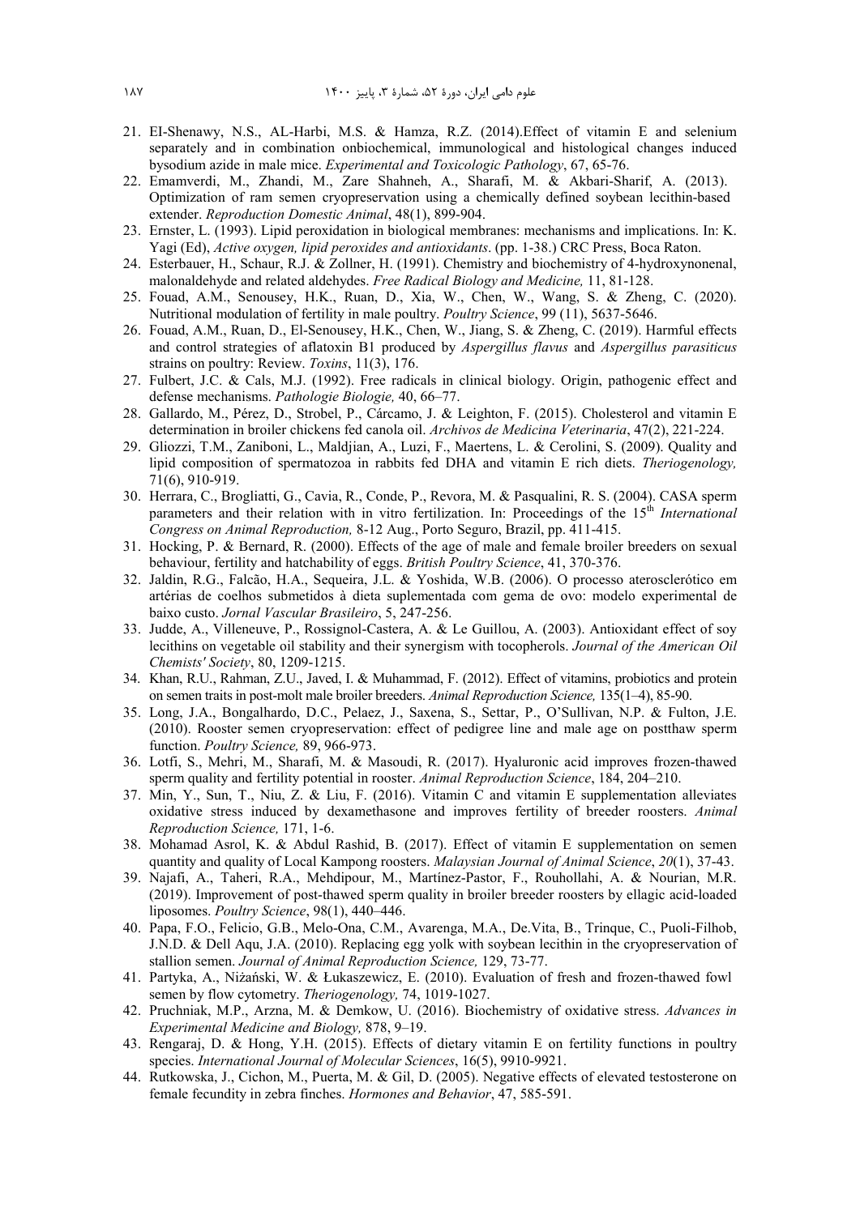21. El-Shenawy, N.S., AL-Harbi, M.S. & Hamza, R.Z. (2014).Effect of vitamin E and selenium separately and in combination onbiochemical, immunological and histological changes induced bysodium azide in male mice. *Experimental and Toxicologic Pathology*, 67, 65-76.
22. Emamverdi, M., Zhandi, M., Zare Shahneh, A., Sharafi, M. & Akbari-Sharif, A. (2013). Optimization of ram semen cryopreservation using a chemically defined soybean lecithin-based extender. *Reproduction Domestic Animal*, 48(1), 899-904.
23. Ernster, L. (1993). Lipid peroxidation in biological membranes: mechanisms and implications. In: K. Yagi (Ed), *Active oxygen, lipid peroxides and antioxidants*. (pp. 1-38.) CRC Press, Boca Raton.
24. Esterbauer, H., Schaur, R.J. & Zollner, H. (1991). Chemistry and biochemistry of 4-hydroxynonenal, malonaldehyde and related aldehydes. *Free Radical Biology and Medicine,* 11, 81-128.
25. Fouad, A.M., Senousey, H.K., Ruan, D., Xia, W., Chen, W., Wang, S. & Zheng, C. (2020). Nutritional modulation of fertility in male poultry. *Poultry Science*, 99 (11), 5637-5646.
26. Fouad, A.M., Ruan, D., El-Senousey, H.K., Chen, W., Jiang, S. & Zheng, C. (2019). Harmful effects and control strategies of aflatoxin B1 produced by *Aspergillus flavus* and *Aspergillus parasiticus* strains on poultry: Review. *Toxins*, 11(3), 176.
27. Fulbert, J.C. & Cals, M.J. (1992). Free radicals in clinical biology. Origin, pathogenic effect and defense mechanisms. *Pathologie Biologie,* 40, 66–77.
28. Gallardo, M., Pérez, D., Strobel, P., Cárcamo, J. & Leighton, F. (2015). Cholesterol and vitamin E determination in broiler chickens fed canola oil. *Archivos de Medicina Veterinaria*, 47(2), 221-224.
29. Gliozzi, T.M., Zaniboni, L., Maldjian, A., Luzi, F., Maertens, L. & Cerolini, S. (2009). Quality and lipid composition of spermatozoa in rabbits fed DHA and vitamin E rich diets. *Theriogenology,* 71(6), 910-919.
30. Herrara, C., Brogliatti, G., Cavia, R., Conde, P., Revora, M. & Pasqualini, R. S. (2004). CASA sperm parameters and their relation with in vitro fertilization. In: Proceedings of the 15th *International Congress on Animal Reproduction,* 8-12 Aug., Porto Seguro, Brazil, pp. 411-415.
31. Hocking, P. & Bernard, R. (2000). Effects of the age of male and female broiler breeders on sexual behaviour, fertility and hatchability of eggs. *British Poultry Science*, 41, 370-376.
32. Jaldin, R.G., Falcão, H.A., Sequeira, J.L. & Yoshida, W.B. (2006). O processo aterosclerótico em artérias de coelhos submetidos à dieta suplementada com gema de ovo: modelo experimental de baixo custo. *Jornal Vascular Brasileiro*, 5, 247-256.
33. Judde, A., Villeneuve, P., Rossignol-Castera, A. & Le Guillou, A. (2003). Antioxidant effect of soy lecithins on vegetable oil stability and their synergism with tocopherols. *Journal of the American Oil Chemists' Society*, 80, 1209-1215.
34. Khan, R.U., Rahman, Z.U., Javed, I. & Muhammad, F. (2012). Effect of vitamins, probiotics and protein on semen traits in post-molt male broiler breeders. *Animal Reproduction Science,* 135(1–4), 85-90.
35. Long, J.A., Bongalhardo, D.C., Pelaez, J., Saxena, S., Settar, P., O'Sullivan, N.P. & Fulton, J.E. (2010). Rooster semen cryopreservation: effect of pedigree line and male age on postthaw sperm function. *Poultry Science,* 89, 966-973.
36. Lotfi, S., Mehri, M., Sharafi, M. & Masoudi, R. (2017). Hyaluronic acid improves frozen-thawed sperm quality and fertility potential in rooster. *Animal Reproduction Science*, 184, 204–210.
37. Min, Y., Sun, T., Niu, Z. & Liu, F. (2016). Vitamin C and vitamin E supplementation alleviates oxidative stress induced by dexamethasone and improves fertility of breeder roosters. *Animal Reproduction Science,* 171, 1-6.
38. Mohamad Asrol, K. & Abdul Rashid, B. (2017). Effect of vitamin E supplementation on semen quantity and quality of Local Kampong roosters. *Malaysian Journal of Animal Science*, *20*(1), 37-43.
39. Najafi, A., Taheri, R.A., Mehdipour, M., Martínez-Pastor, F., Rouhollahi, A. & Nourian, M.R. (2019). Improvement of post-thawed sperm quality in broiler breeder roosters by ellagic acid-loaded liposomes. *Poultry Science*, 98(1), 440–446.
40. Papa, F.O., Felicio, G.B., Melo-Ona, C.M., Avarenga, M.A., De.Vita, B., Trinque, C., Puoli-Filhob, J.N.D. & Dell Aqu, J.A. (2010). Replacing egg yolk with soybean lecithin in the cryopreservation of stallion semen. *Journal of Animal Reproduction Science,* 129, 73-77.
41. Partyka, A., Niżański, W. & Łukaszewicz, E. (2010). Evaluation of fresh and frozen-thawed fowl semen by flow cytometry. *Theriogenology,* 74, 1019-1027.
42. Pruchniak, M.P., Arzna, M. & Demkow, U. (2016). Biochemistry of oxidative stress. *Advances in Experimental Medicine and Biology,* 878, 9–19.
43. Rengaraj, D. & Hong, Y.H. (2015). Effects of dietary vitamin E on fertility functions in poultry species. *International Journal of Molecular Sciences*, 16(5), 9910-9921.
44. Rutkowska, J., Cichon, M., Puerta, M. & Gil, D. (2005). Negative effects of elevated testosterone on female fecundity in zebra finches. *Hormones and Behavior*, 47, 585-591.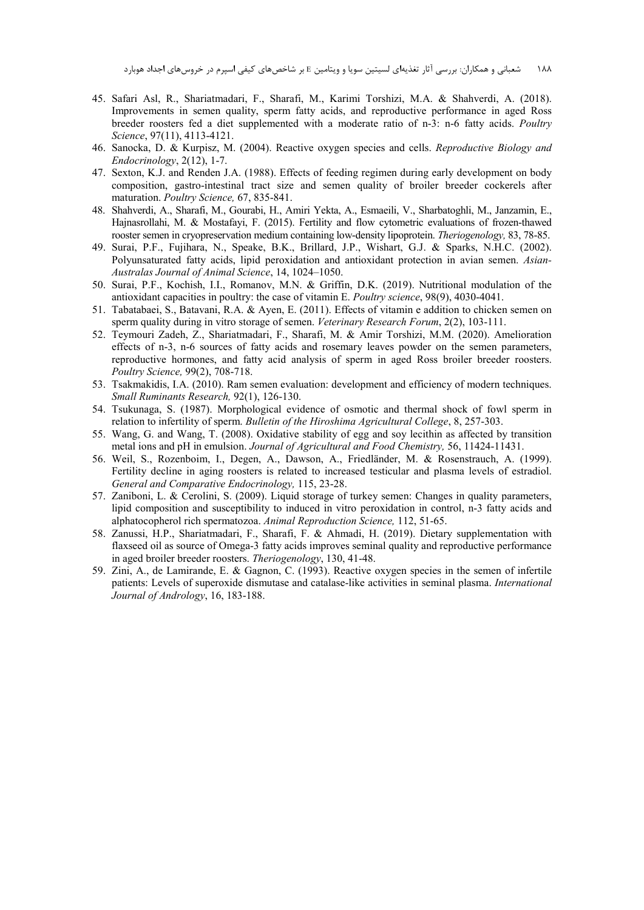45. Safari Asl, R., Shariatmadari, F., Sharafi, M., Karimi Torshizi, M.A. & Shahverdi, A. (2018). Improvements in semen quality, sperm fatty acids, and reproductive performance in aged Ross breeder roosters fed a diet supplemented with a moderate ratio of n-3: n-6 fatty acids. *Poultry Science*, 97(11), 4113-4121.
46. Sanocka, D. & Kurpisz, M. (2004). Reactive oxygen species and cells. *Reproductive Biology and Endocrinology*, 2(12), 1-7.
47. Sexton, K.J. and Renden J.A. (1988). Effects of feeding regimen during early development on body composition, gastro-intestinal tract size and semen quality of broiler breeder cockerels after maturation. *Poultry Science,* 67, 835-841.
48. Shahverdi, A., Sharafi, M., Gourabi, H., Amiri Yekta, A., Esmaeili, V., Sharbatoghli, M., Janzamin, E., Hajnasrollahi, M. & Mostafayi, F. (2015). Fertility and flow cytometric evaluations of frozen-thawed rooster semen in cryopreservation medium containing low-density lipoprotein. *Theriogenology,* 83, 78-85.
49. Surai, P.F., Fujihara, N., Speake, B.K., Brillard, J.P., Wishart, G.J. & Sparks, N.H.C. (2002). Polyunsaturated fatty acids, lipid peroxidation and antioxidant protection in avian semen. *Asian-Australas Journal of Animal Science*, 14, 1024–1050.
50. Surai, P.F., Kochish, I.I., Romanov, M.N. & Griffin, D.K. (2019). Nutritional modulation of the antioxidant capacities in poultry: the case of vitamin E. *Poultry science*, 98(9), 4030-4041.
51. Tabatabaei, S., Batavani, R.A. & Ayen, E. (2011). Effects of vitamin e addition to chicken semen on sperm quality during in vitro storage of semen. *Veterinary Research Forum*, 2(2), 103-111.
52. Teymouri Zadeh, Z., Shariatmadari, F., Sharafi, M. & Amir Torshizi, M.M. (2020). Amelioration effects of n-3, n-6 sources of fatty acids and rosemary leaves powder on the semen parameters, reproductive hormones, and fatty acid analysis of sperm in aged Ross broiler breeder roosters. *Poultry Science,* 99(2), 708-718.
53. Tsakmakidis, I.A. (2010). Ram semen evaluation: development and efficiency of modern techniques. *Small Ruminants Research,* 92(1), 126-130.
54. Tsukunaga, S. (1987). Morphological evidence of osmotic and thermal shock of fowl sperm in relation to infertility of sperm*. Bulletin of the Hiroshima Agricultural College*, 8, 257-303.
55. Wang, G. and Wang, T. (2008). Oxidative stability of egg and soy lecithin as affected by transition metal ions and pH in emulsion. *Journal of Agricultural and Food Chemistry,* 56, 11424-11431.
56. Weil, S., Rozenboim, I., Degen, A., Dawson, A., Friedländer, M. & Rosenstrauch, A. (1999). Fertility decline in aging roosters is related to increased testicular and plasma levels of estradiol. *General and Comparative Endocrinology,* 115, 23-28.
57. Zaniboni, L. & Cerolini, S. (2009). Liquid storage of turkey semen: Changes in quality parameters, lipid composition and susceptibility to induced in vitro peroxidation in control, n-3 fatty acids and alphatocopherol rich spermatozoa. *Animal Reproduction Science,* 112, 51-65.
58. Zanussi, H.P., Shariatmadari, F., Sharafi, F. & Ahmadi, H. (2019). Dietary supplementation with flaxseed oil as source of Omega-3 fatty acids improves seminal quality and reproductive performance in aged broiler breeder roosters. *Theriogenology*, 130, 41-48.
59. Zini, A., de Lamirande, E. & Gagnon, C. (1993). Reactive oxygen species in the semen of infertile patients: Levels of superoxide dismutase and catalase-like activities in seminal plasma. *International Journal of Andrology*, 16, 183-188.